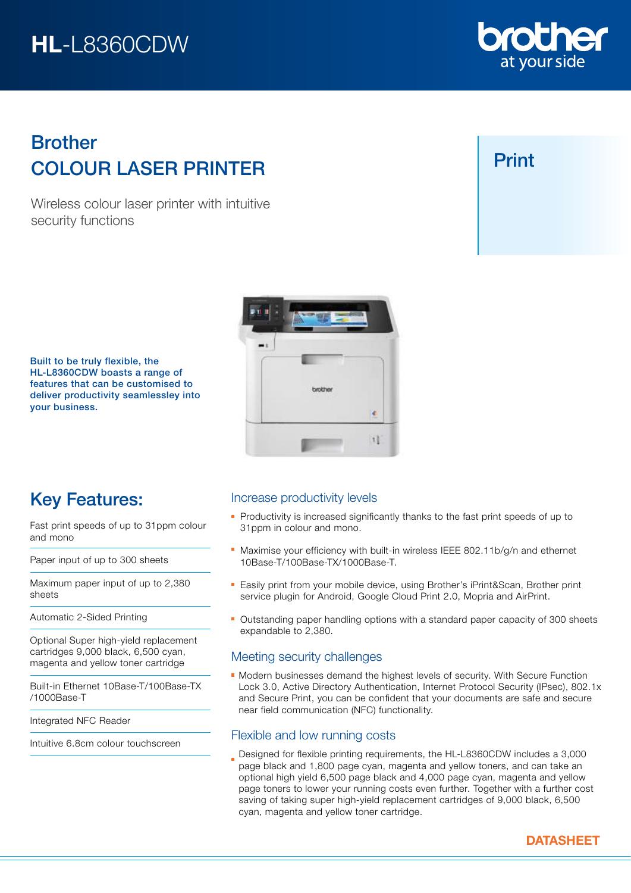# HL-L8360CDW

brother
at your side

## Brother
## COLOUR LASER PRINTER

Wireless colour laser printer with intuitive security functions

## Print

**Built to be truly flexible, the HL-L8360CDW boasts a range of features that can be customised to deliver productivity seamlessley into your business.**

## Key Features:

- Fast print speeds of up to 31ppm colour and mono
- Paper input of up to 300 sheets
- Maximum paper input of up to 2,380 sheets
- Automatic 2-Sided Printing
- Optional Super high-yield replacement cartridges 9,000 black, 6,500 cyan, magenta and yellow toner cartridge
- Built-in Ethernet 10Base-T/100Base-TX /1000Base-T
- Integrated NFC Reader
- Intuitive 6.8cm colour touchscreen

### Increase productivity levels

- Productivity is increased significantly thanks to the fast print speeds of up to 31ppm in colour and mono.
- Maximise your efficiency with built-in wireless IEEE 802.11b/g/n and ethernet 10Base-T/100Base-TX/1000Base-T.
- Easily print from your mobile device, using Brother's iPrint&Scan, Brother print service plugin for Android, Google Cloud Print 2.0, Mopria and AirPrint.
- Outstanding paper handling options with a standard paper capacity of 300 sheets expandable to 2,380.

### Meeting security challenges

- Modern businesses demand the highest levels of security. With Secure Function Lock 3.0, Active Directory Authentication, Internet Protocol Security (IPsec), 802.1x and Secure Print, you can be confident that your documents are safe and secure near field communication (NFC) functionality.

### Flexible and low running costs

- Designed for flexible printing requirements, the HL-L8360CDW includes a 3,000 page black and 1,800 page cyan, magenta and yellow toners, and can take an optional high yield 6,500 page black and 4,000 page cyan, magenta and yellow page toners to lower your running costs even further. Together with a further cost saving of taking super high-yield replacement cartridges of 9,000 black, 6,500 cyan, magenta and yellow toner cartridge.

**DATASHEET**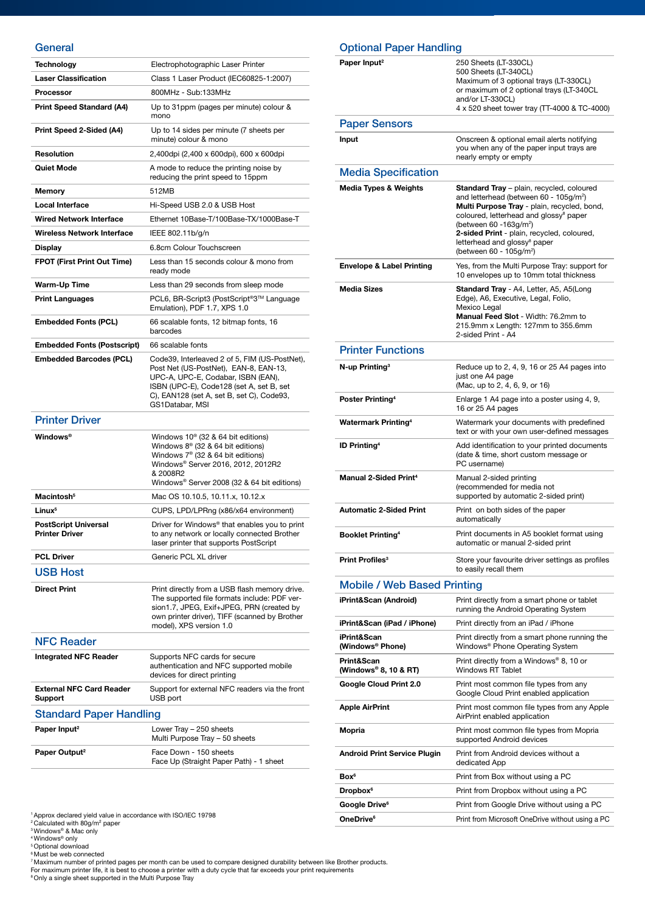## General

| | |
|---|---|
| **Technology** | Electrophotographic Laser Printer |
| **Laser Classification** | Class 1 Laser Product (IEC60825-1:2007) |
| **Processor** | 800MHz - Sub:133MHz |
| **Print Speed Standard (A4)** | Up to 31ppm (pages per minute) colour & mono |
| **Print Speed 2-Sided (A4)** | Up to 14 sides per minute (7 sheets per minute) colour & mono |
| **Resolution** | 2,400dpi (2,400 x 600dpi), 600 x 600dpi |
| **Quiet Mode** | A mode to reduce the printing noise by reducing the print speed to 15ppm |
| **Memory** | 512MB |
| **Local Interface** | Hi-Speed USB 2.0 & USB Host |
| **Wired Network Interface** | Ethernet 10Base-T/100Base-TX/1000Base-T |
| **Wireless Network Interface** | IEEE 802.11b/g/n |
| **Display** | 6.8cm Colour Touchscreen |
| **FPOT (First Print Out Time)** | Less than 15 seconds colour & mono from ready mode |
| **Warm-Up Time** | Less than 29 seconds from sleep mode |
| **Print Languages** | PCL6, BR-Script3 (PostScript®3™ Language Emulation), PDF 1.7, XPS 1.0 |
| **Embedded Fonts (PCL)** | 66 scalable fonts, 12 bitmap fonts, 16 barcodes |
| **Embedded Fonts (Postscript)** | 66 scalable fonts |
| **Embedded Barcodes (PCL)** | Code39, Interleaved 2 of 5, FIM (US-PostNet), Post Net (US-PostNet), EAN-8, EAN-13, UPC-A, UPC-E, Codabar, ISBN (EAN), ISBN (UPC-E), Code128 (set A, set B, set C), EAN128 (set A, set B, set C), Code93, GS1Databar, MSI |

## Printer Driver

| | |
|---|---|
| **Windows®** | Windows 10® (32 & 64 bit editions)<br>Windows 8® (32 & 64 bit editions)<br>Windows 7® (32 & 64 bit editions)<br>Windows® Server 2016, 2012, 2012R2 & 2008R2<br>Windows® Server 2008 (32 & 64 bit editions) |
| **Macintosh**[5] | Mac OS 10.10.5, 10.11.x, 10.12.x |
| **Linux**[5] | CUPS, LPD/LPRng (x86/x64 environment) |
| **PostScript Universal Printer Driver** | Driver for Windows® that enables you to print to any network or locally connected Brother laser printer that supports PostScript |
| **PCL Driver** | Generic PCL XL driver |

## USB Host

| | |
|---|---|
| **Direct Print** | Print directly from a USB flash memory drive. The supported file formats include: PDF version1.7, JPEG, Exif+JPEG, PRN (created by own printer driver), TIFF (scanned by Brother model), XPS version 1.0 |

## NFC Reader

| | |
|---|---|
| **Integrated NFC Reader** | Supports NFC cards for secure authentication and NFC supported mobile devices for direct printing |
| **External NFC Card Reader Support** | Support for external NFC readers via the front USB port |

## Standard Paper Handling

| | |
|---|---|
| **Paper Input**[2] | Lower Tray – 250 sheets<br>Multi Purpose Tray – 50 sheets |
| **Paper Output**[2] | Face Down - 150 sheets<br>Face Up (Straight Paper Path) - 1 sheet |

## Optional Paper Handling

| | |
|---|---|
| **Paper Input**[2] | 250 Sheets (LT-330CL)<br>500 Sheets (LT-340CL)<br>Maximum of 3 optional trays (LT-330CL) or maximum of 2 optional trays (LT-340CL and/or LT-330CL)<br>4 x 520 sheet tower tray (TT-4000 & TC-4000) |

## Paper Sensors

| | |
|---|---|
| **Input** | Onscreen & optional email alerts notifying you when any of the paper input trays are nearly empty or empty |

## Media Specification

| | |
|---|---|
| **Media Types & Weights** | **Standard Tray** – plain, recycled, coloured and letterhead (between 60 - 105g/m²)<br>**Multi Purpose Tray** - plain, recycled, bond, coloured, letterhead and glossy[8] paper (between 60 -163g/m²)<br>**2-sided Print** - plain, recycled, coloured, letterhead and glossy[8] paper (between 60 - 105g/m²) |
| **Envelope & Label Printing** | Yes, from the Multi Purpose Tray: support for 10 envelopes up to 10mm total thickness |
| **Media Sizes** | **Standard Tray** - A4, Letter, A5, A5(Long Edge), A6, Executive, Legal, Folio, Mexico Legal<br>**Manual Feed Slot** - Width: 76.2mm to 215.9mm x Length: 127mm to 355.6mm<br>2-sided Print - A4 |

## Printer Functions

| | |
|---|---|
| **N-up Printing**[3] | Reduce up to 2, 4, 9, 16 or 25 A4 pages into just one A4 page<br>(Mac, up to 2, 4, 6, 9, or 16) |
| **Poster Printing**[4] | Enlarge 1 A4 page into a poster using 4, 9, 16 or 25 A4 pages |
| **Watermark Printing**[4] | Watermark your documents with predefined text or with your own user-defined messages |
| **ID Printing**[4] | Add identification to your printed documents (date & time, short custom message or PC username) |
| **Manual 2-Sided Print**[4] | Manual 2-sided printing (recommended for media not supported by automatic 2-sided print) |
| **Automatic 2-Sided Print** | Print on both sides of the paper automatically |
| **Booklet Printing**[4] | Print documents in A5 booklet format using automatic or manual 2-sided print |
| **Print Profiles**[3] | Store your favourite driver settings as profiles to easily recall them |

## Mobile / Web Based Printing

| | |
|---|---|
| **iPrint&Scan (Android)** | Print directly from a smart phone or tablet running the Android Operating System |
| **iPrint&Scan (iPad / iPhone)** | Print directly from an iPad / iPhone |
| **iPrint&Scan (Windows® Phone)** | Print directly from a smart phone running the Windows® Phone Operating System |
| **Print&Scan (Windows® 8, 10 & RT)** | Print directly from a Windows® 8, 10 or Windows RT Tablet |
| **Google Cloud Print 2.0** | Print most common file types from any Google Cloud Print enabled application |
| **Apple AirPrint** | Print most common file types from any Apple AirPrint enabled application |
| **Mopria** | Print most common file types from Mopria supported Android devices |
| **Android Print Service Plugin** | Print from Android devices without a dedicated App |
| **Box**[6] | Print from Box without using a PC |
| **Dropbox**[6] | Print from Dropbox without using a PC |
| **Google Drive**[6] | Print from Google Drive without using a PC |
| **OneDrive**[6] | Print from Microsoft OneDrive without using a PC |

[1] Approx declared yield value in accordance with ISO/IEC 19798
[2] Calculated with 80g/m² paper
[3] Windows® & Mac only
[4] Windows® only
[5] Optional download
[6] Must be web connected
[7] Maximum number of printed pages per month can be used to compare designed durability between like Brother products. For maximum printer life, it is best to choose a printer with a duty cycle that far exceeds your print requirements
[8] Only a single sheet supported in the Multi Purpose Tray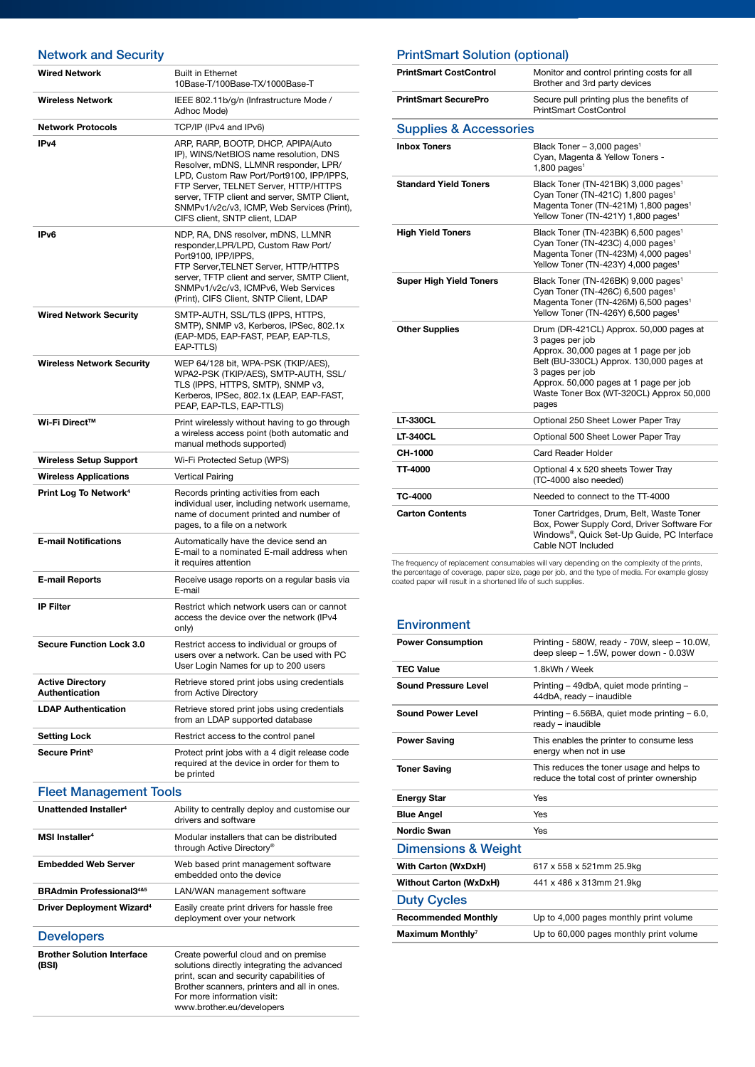## Network and Security

| | |
|---|---|
| **Wired Network** | Built in Ethernet 10Base-T/100Base-TX/1000Base-T |
| **Wireless Network** | IEEE 802.11b/g/n (Infrastructure Mode / Adhoc Mode) |
| **Network Protocols** | TCP/IP (IPv4 and IPv6) |
| **IPv4** | ARP, RARP, BOOTP, DHCP, APIPA(Auto IP), WINS/NetBIOS name resolution, DNS Resolver, mDNS, LLMNR responder, LPR/LPD, Custom Raw Port/Port9100, IPP/IPPS, FTP Server, TELNET Server, HTTP/HTTPS server, TFTP client and server, SMTP Client, SNMPv1/v2c/v3, ICMP, Web Services (Print), CIFS client, SNTP client, LDAP |
| **IPv6** | NDP, RA, DNS resolver, mDNS, LLMNR responder,LPR/LPD, Custom Raw Port/Port9100, IPP/IPPS, FTP Server,TELNET Server, HTTP/HTTPS server, TFTP client and server, SMTP Client, SNMPv1/v2c/v3, ICMPv6, Web Services (Print), CIFS Client, SNTP Client, LDAP |
| **Wired Network Security** | SMTP-AUTH, SSL/TLS (IPPS, HTTPS, SMTP), SNMP v3, Kerberos, IPSec, 802.1x (EAP-MD5, EAP-FAST, PEAP, EAP-TLS, EAP-TTLS) |
| **Wireless Network Security** | WEP 64/128 bit, WPA-PSK (TKIP/AES), WPA2-PSK (TKIP/AES), SMTP-AUTH, SSL/TLS (IPPS, HTTPS, SMTP), SNMP v3, Kerberos, IPSec, 802.1x (LEAP, EAP-FAST, PEAP, EAP-TLS, EAP-TTLS) |
| **Wi-Fi Direct™** | Print wirelessly without having to go through a wireless access point (both automatic and manual methods supported) |
| **Wireless Setup Support** | Wi-Fi Protected Setup (WPS) |
| **Wireless Applications** | Vertical Pairing |
| **Print Log To Network**[4] | Records printing activities from each individual user, including network username, name of document printed and number of pages, to a file on a network |
| **E-mail Notifications** | Automatically have the device send an E-mail to a nominated E-mail address when it requires attention |
| **E-mail Reports** | Receive usage reports on a regular basis via E-mail |
| **IP Filter** | Restrict which network users can or cannot access the device over the network (IPv4 only) |
| **Secure Function Lock 3.0** | Restrict access to individual or groups of users over a network. Can be used with PC User Login Names for up to 200 users |
| **Active Directory Authentication** | Retrieve stored print jobs using credentials from Active Directory |
| **LDAP Authentication** | Retrieve stored print jobs using credentials from an LDAP supported database |
| **Setting Lock** | Restrict access to the control panel |
| **Secure Print**[3] | Protect print jobs with a 4 digit release code required at the device in order for them to be printed |

## Fleet Management Tools

| | |
|---|---|
| **Unattended Installer**[4] | Ability to centrally deploy and customise our drivers and software |
| **MSI Installer**[4] | Modular installers that can be distributed through Active Directory® |
| **Embedded Web Server** | Web based print management software embedded onto the device |
| **BRAdmin Professional3**[4&5] | LAN/WAN management software |
| **Driver Deployment Wizard**[4] | Easily create print drivers for hassle free deployment over your network |

## Developers

| | |
|---|---|
| **Brother Solution Interface (BSI)** | Create powerful cloud and on premise solutions directly integrating the advanced print, scan and security capabilities of Brother scanners, printers and all in ones. For more information visit: www.brother.eu/developers |

## PrintSmart Solution (optional)

| | |
|---|---|
| **PrintSmart CostControl** | Monitor and control printing costs for all Brother and 3rd party devices |
| **PrintSmart SecurePro** | Secure pull printing plus the benefits of PrintSmart CostControl |

## Supplies & Accessories

| | |
|---|---|
| **Inbox Toners** | Black Toner – 3,000 pages[1]<br>Cyan, Magenta & Yellow Toners - 1,800 pages[1] |
| **Standard Yield Toners** | Black Toner (TN-421BK) 3,000 pages[1]<br>Cyan Toner (TN-421C) 1,800 pages[1]<br>Magenta Toner (TN-421M) 1,800 pages[1]<br>Yellow Toner (TN-421Y) 1,800 pages[1] |
| **High Yield Toners** | Black Toner (TN-423BK) 6,500 pages[1]<br>Cyan Toner (TN-423C) 4,000 pages[1]<br>Magenta Toner (TN-423M) 4,000 pages[1]<br>Yellow Toner (TN-423Y) 4,000 pages[1] |
| **Super High Yield Toners** | Black Toner (TN-426BK) 9,000 pages[1]<br>Cyan Toner (TN-426C) 6,500 pages[1]<br>Magenta Toner (TN-426M) 6,500 pages[1]<br>Yellow Toner (TN-426Y) 6,500 pages[1] |
| **Other Supplies** | Drum (DR-421CL) Approx. 50,000 pages at 3 pages per job<br>Approx. 30,000 pages at 1 page per job<br>Belt (BU-330CL) Approx. 130,000 pages at 3 pages per job<br>Approx. 50,000 pages at 1 page per job<br>Waste Toner Box (WT-320CL) Approx 50,000 pages |
| **LT-330CL** | Optional 250 Sheet Lower Paper Tray |
| **LT-340CL** | Optional 500 Sheet Lower Paper Tray |
| **CH-1000** | Card Reader Holder |
| **TT-4000** | Optional 4 x 520 sheets Tower Tray (TC-4000 also needed) |
| **TC-4000** | Needed to connect to the TT-4000 |
| **Carton Contents** | Toner Cartridges, Drum, Belt, Waste Toner Box, Power Supply Cord, Driver Software For Windows®, Quick Set-Up Guide, PC Interface Cable NOT Included |

The frequency of replacement consumables will vary depending on the complexity of the prints, the percentage of coverage, paper size, page per job, and the type of media. For example glossy coated paper will result in a shortened life of such supplies.

## Environment

| | |
|---|---|
| **Power Consumption** | Printing - 580W, ready - 70W, sleep – 10.0W, deep sleep – 1.5W, power down - 0.03W |
| **TEC Value** | 1.8kWh / Week |
| **Sound Pressure Level** | Printing – 49dbA, quiet mode printing – 44dbA, ready – inaudible |
| **Sound Power Level** | Printing – 6.56BA, quiet mode printing – 6.0, ready – inaudible |
| **Power Saving** | This enables the printer to consume less energy when not in use |
| **Toner Saving** | This reduces the toner usage and helps to reduce the total cost of printer ownership |
| **Energy Star** | Yes |
| **Blue Angel** | Yes |
| **Nordic Swan** | Yes |

## Dimensions & Weight

| | |
|---|---|
| **With Carton (WxDxH)** | 617 x 558 x 521mm 25.9kg |
| **Without Carton (WxDxH)** | 441 x 486 x 313mm 21.9kg |

## Duty Cycles

| | |
|---|---|
| **Recommended Monthly** | Up to 4,000 pages monthly print volume |
| **Maximum Monthly**[7] | Up to 60,000 pages monthly print volume |